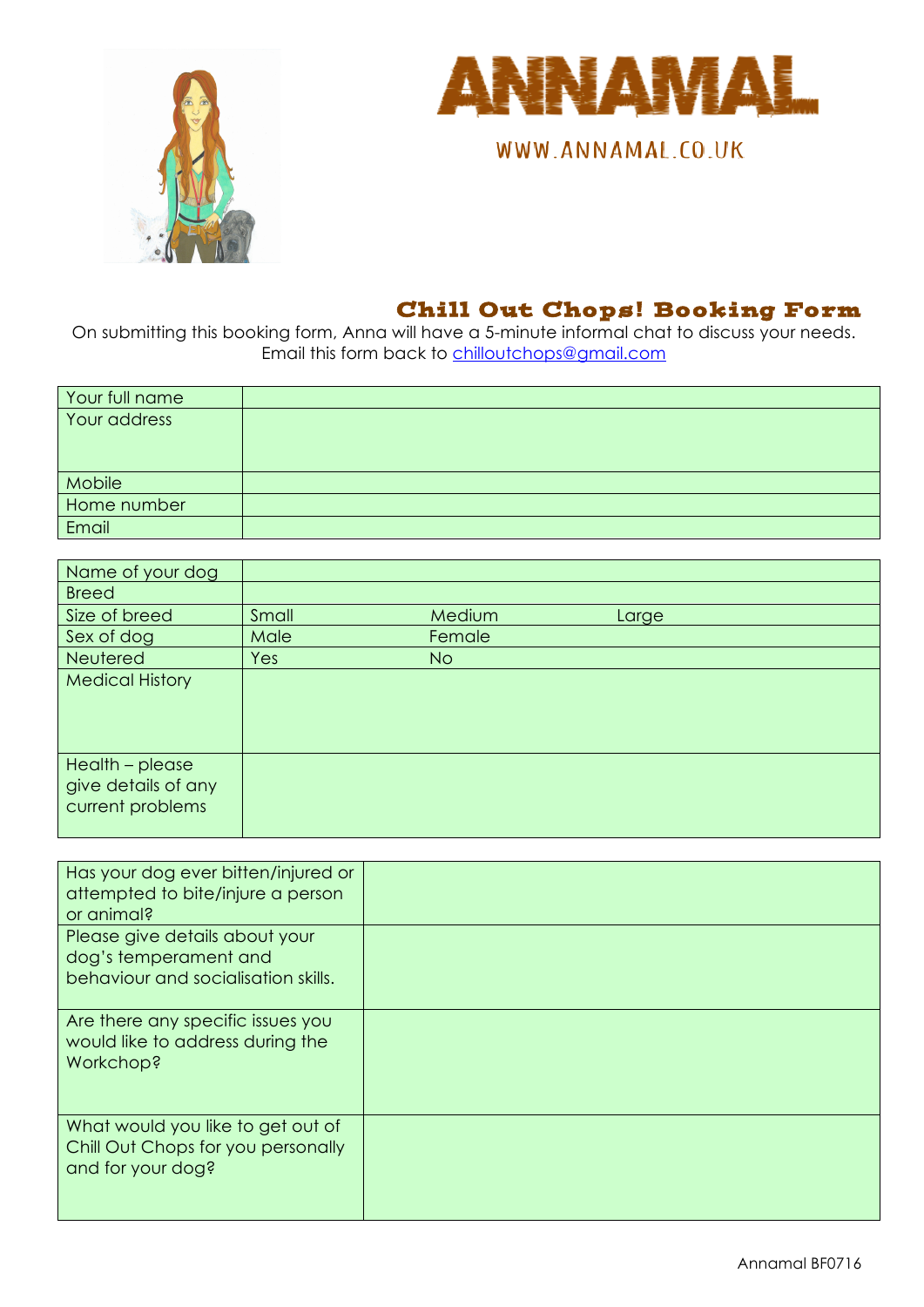# ANNAMAL

WWW.ANNAMAL.CO.UK

## Chill Out Chops! Booking Form

On submitting this booking form, Anna will have a 5-minute informal chat to discuss your needs.
Email this form back to chilloutchops@gmail.com

| Your full name | |
|---|---|
| Your address | |
| Mobile | |
| Home number | |
| Email | |

| Name of your dog | | | |
|---|---|---|---|
| Breed | | | |
| Size of breed | Small | Medium | Large |
| Sex of dog | Male | Female | |
| Neutered | Yes | No | |
| Medical History | | | |
| Health – please give details of any current problems | | | |

| Has your dog ever bitten/injured or attempted to bite/injure a person or animal? | |
|---|---|
| Please give details about your dog's temperament and behaviour and socialisation skills. | |
| Are there any specific issues you would like to address during the Workchop? | |
| What would you like to get out of Chill Out Chops for you personally and for your dog? | |

Annamal BF0716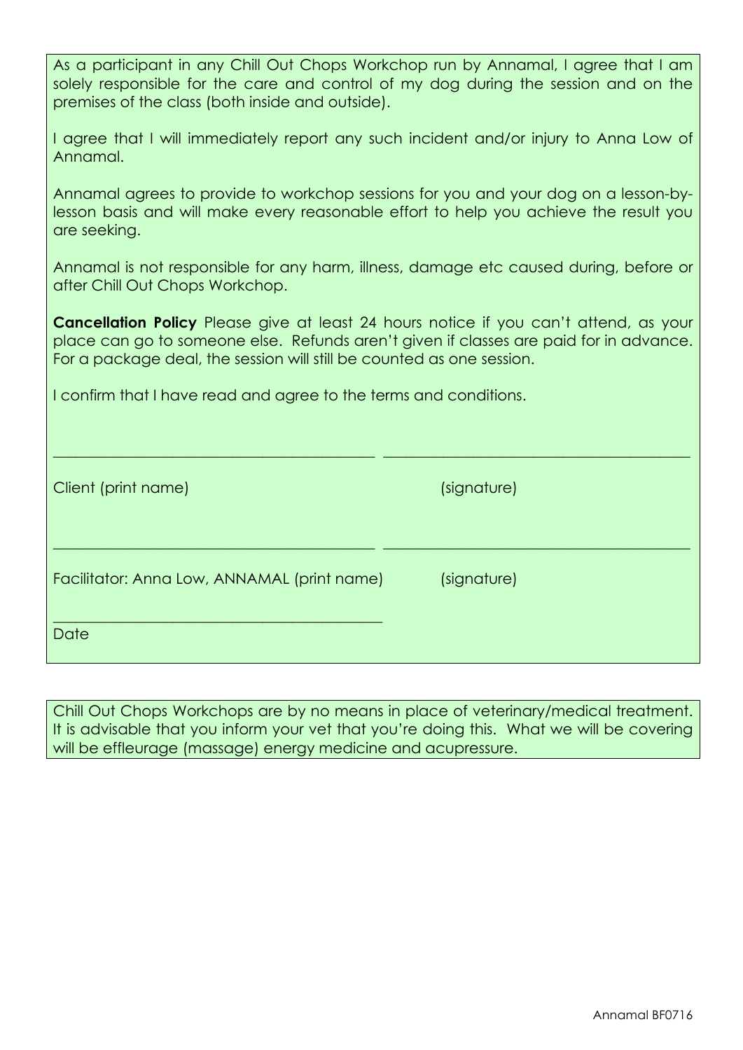As a participant in any Chill Out Chops Workchop run by Annamal, I agree that I am solely responsible for the care and control of my dog during the session and on the premises of the class (both inside and outside).

I agree that I will immediately report any such incident and/or injury to Anna Low of Annamal.

Annamal agrees to provide to workchop sessions for you and your dog on a lesson-by-lesson basis and will make every reasonable effort to help you achieve the result you are seeking.

Annamal is not responsible for any harm, illness, damage etc caused during, before or after Chill Out Chops Workchop.

**Cancellation Policy** Please give at least 24 hours notice if you can't attend, as your place can go to someone else. Refunds aren't given if classes are paid for in advance. For a package deal, the session will still be counted as one session.

I confirm that I have read and agree to the terms and conditions.

\_\_\_\_\_\_\_\_\_\_\_\_\_\_\_\_\_\_\_\_\_\_\_\_\_\_\_\_\_\_\_\_\_\_\_\_\_\_\_\_ \_\_\_\_\_\_\_\_\_\_\_\_\_\_\_\_\_\_\_\_\_\_\_\_\_\_\_\_\_\_\_\_\_\_\_\_\_\_\_\_

Client (print name) (signature)

\_\_\_\_\_\_\_\_\_\_\_\_\_\_\_\_\_\_\_\_\_\_\_\_\_\_\_\_\_\_\_\_\_\_\_\_\_\_\_\_ \_\_\_\_\_\_\_\_\_\_\_\_\_\_\_\_\_\_\_\_\_\_\_\_\_\_\_\_\_\_\_\_\_\_\_\_\_\_\_\_

Facilitator: Anna Low, ANNAMAL (print name) (signature)

\_\_\_\_\_\_\_\_\_\_\_\_\_\_\_\_\_\_\_\_\_\_\_\_\_\_\_\_\_\_\_\_\_\_\_\_\_\_\_\_

Date

Chill Out Chops Workchops are by no means in place of veterinary/medical treatment. It is advisable that you inform your vet that you're doing this. What we will be covering will be effleurage (massage) energy medicine and acupressure.

Annamal BF0716